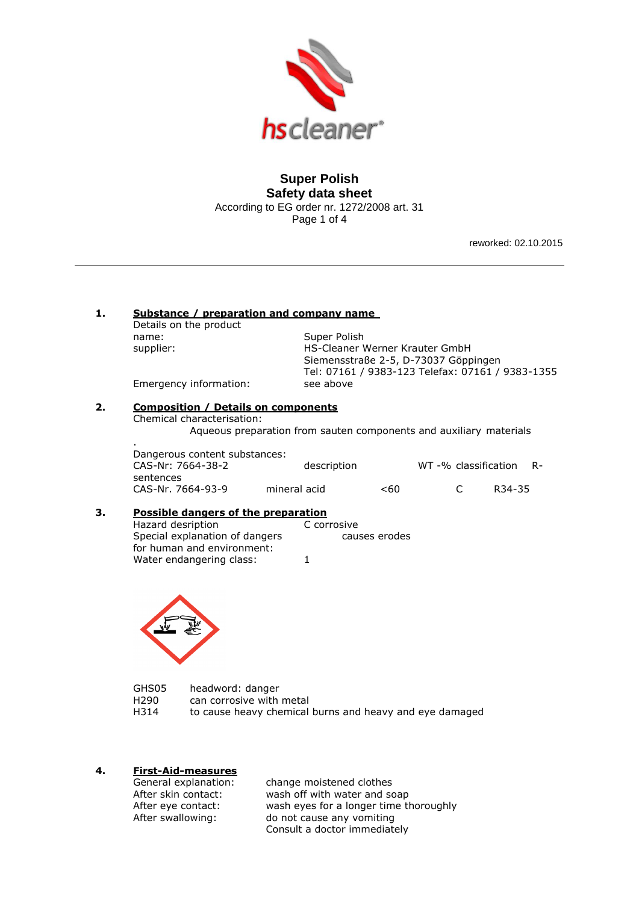# Super Polish
## Safety data sheet

According to EG order nr. 1272/2008 art. 31

reworked: 02.10.2015

---

**1. Substance / preparation and company name**

Details on the product

| | |
|---|---|
| name: | Super Polish |
| supplier: | HS-Cleaner Werner Krauter GmbH<br>Siemensstraße 2-5, D-73037 Göppingen<br>Tel: 07161 / 9383-123 Telefax: 07161 / 9383-1355 |
| Emergency information: | see above |

**2. Composition / Details on components**

Chemical characterisation:

Aqueous preparation from sauten components and auxiliary materials

.

Dangerous content substances:

| CAS-Nr: 7664-38-2 | description | WT -% | classification | R-sentences |
|---|---|---|---|---|
| CAS-Nr. 7664-93-9 | mineral acid | <60 | C | R34-35 |

**3. Possible dangers of the preparation**

| | |
|---|---|
| Hazard desription | C corrosive |
| Special explanation of dangers for human and environment: | causes erodes |
| Water endangering class: | 1 |

| | |
|---|---|
| GHS05 | headword: danger |
| H290 | can corrosive with metal |
| H314 | to cause heavy chemical burns and heavy and eye damaged |

**4. First-Aid-measures**

| | |
|---|---|
| General explanation: | change moistened clothes |
| After skin contact: | wash off with water and soap |
| After eye contact: | wash eyes for a longer time thoroughly |
| After swallowing: | do not cause any vomiting<br>Consult a doctor immediately |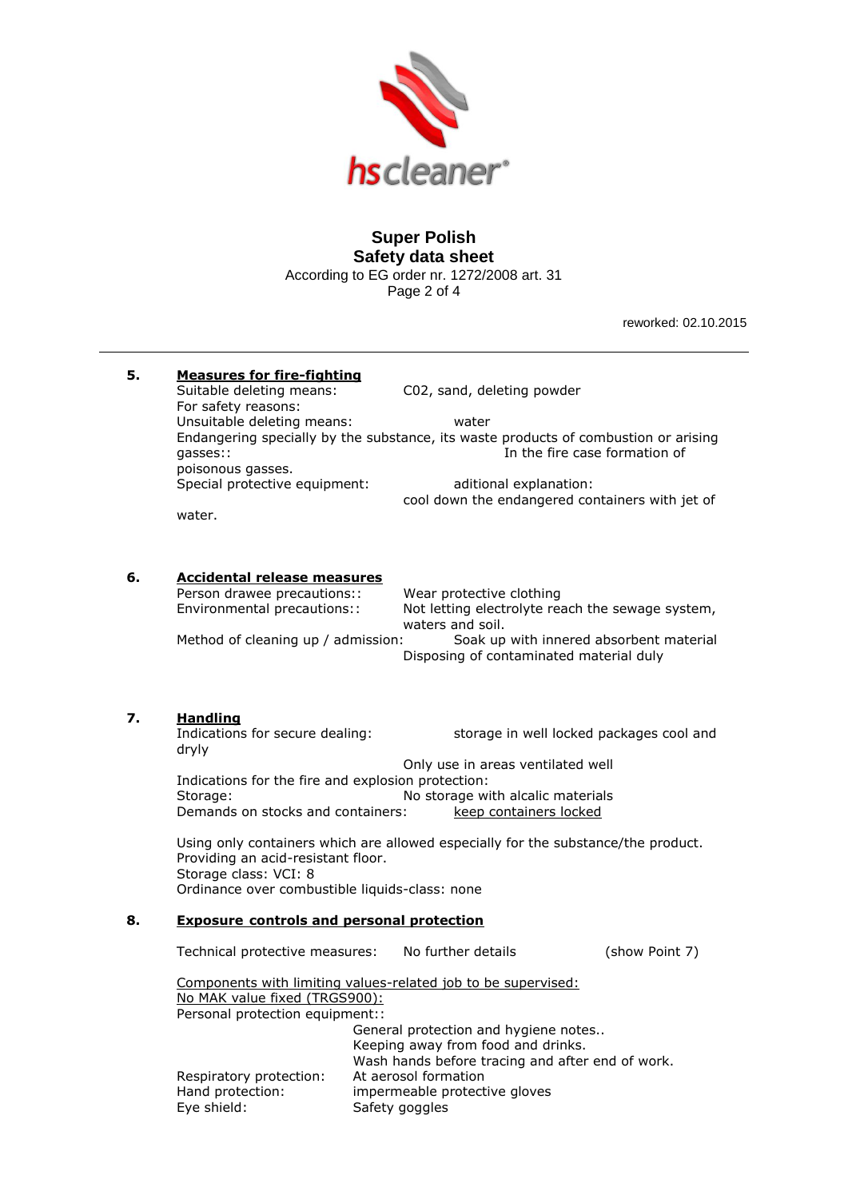**Super Polish**
**Safety data sheet**
According to EG order nr. 1272/2008 art. 31

reworked: 02.10.2015

## 5. Measures for fire-fighting

Suitable deleting means: C02, sand, deleting powder
For safety reasons:
Unsuitable deleting means: water
Endangering specially by the substance, its waste products of combustion or arising gasses:: In the fire case formation of poisonous gasses.
Special protective equipment: aditional explanation: cool down the endangered containers with jet of water.

## 6. Accidental release measures

Person drawee precautions:: Wear protective clothing
Environmental precautions:: Not letting electrolyte reach the sewage system, waters and soil.
Method of cleaning up / admission: Soak up with innered absorbent material
Disposing of contaminated material duly

## 7. Handling

Indications for secure dealing: storage in well locked packages cool and dryly
Only use in areas ventilated well
Indications for the fire and explosion protection:
Storage: No storage with alcalic materials
Demands on stocks and containers: keep containers locked

Using only containers which are allowed especially for the substance/the product.
Providing an acid-resistant floor.
Storage class: VCI: 8
Ordinance over combustible liquids-class: none

## 8. Exposure controls and personal protection

Technical protective measures: No further details (show Point 7)

Components with limiting values-related job to be supervised:
No MAK value fixed (TRGS900):
Personal protection equipment::
General protection and hygiene notes..
Keeping away from food and drinks.
Wash hands before tracing and after end of work.
Respiratory protection: At aerosol formation
Hand protection: impermeable protective gloves
Eye shield: Safety goggles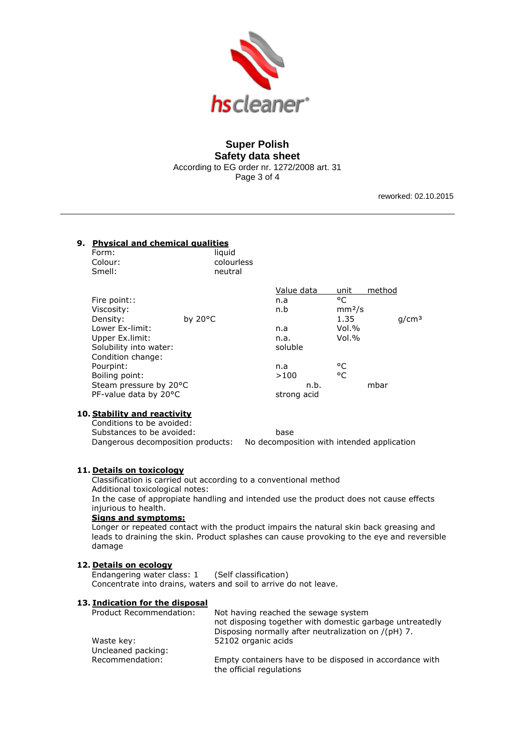**Super Polish**
**Safety data sheet**
According to EG order nr. 1272/2008 art. 31

reworked: 02.10.2015

## 9. Physical and chemical qualities

Form: liquid
Colour: colourless
Smell: neutral

| | | Value data | unit | method |
|---|---|---|---|---|
| Fire point:: | | n.a | °C | |
| Viscosity: | | n.b | mm²/s | |
| Density: | by 20°C | | 1.35 | g/cm³ |
| Lower Ex-limit: | | n.a | Vol.% | |
| Upper Ex.limit: | | n.a. | Vol.% | |
| Solubility into water: | | soluble | | |
| Condition change: | | | | |
| Pourpint: | | n.a | °C | |
| Boiling point: | | >100 | °C | |
| Steam pressure by 20°C | | n.b. | | mbar |
| PF-value data by 20°C | | strong acid | | |

## 10. Stability and reactivity

Conditions to be avoided:
Substances to be avoided: base
Dangerous decomposition products: No decomposition with intended application

## 11. Details on toxicology

Classification is carried out according to a conventional method
Additional toxicological notes:
In the case of appropiate handling and intended use the product does not cause effects injurious to health.

**Signs and symptoms:**

Longer or repeated contact with the product impairs the natural skin back greasing and leads to draining the skin. Product splashes can cause provoking to the eye and reversible damage

## 12. Details on ecology

Endangering water class: 1 (Self classification)
Concentrate into drains, waters and soil to arrive do not leave.

## 13. Indication for the disposal

Product Recommendation: Not having reached the sewage system
not disposing together with domestic garbage untreatedly
Disposing normally after neutralization on /(pH) 7.

Waste key: 52102 organic acids

Uncleaned packing:

Recommendation: Empty containers have to be disposed in accordance with the official regulations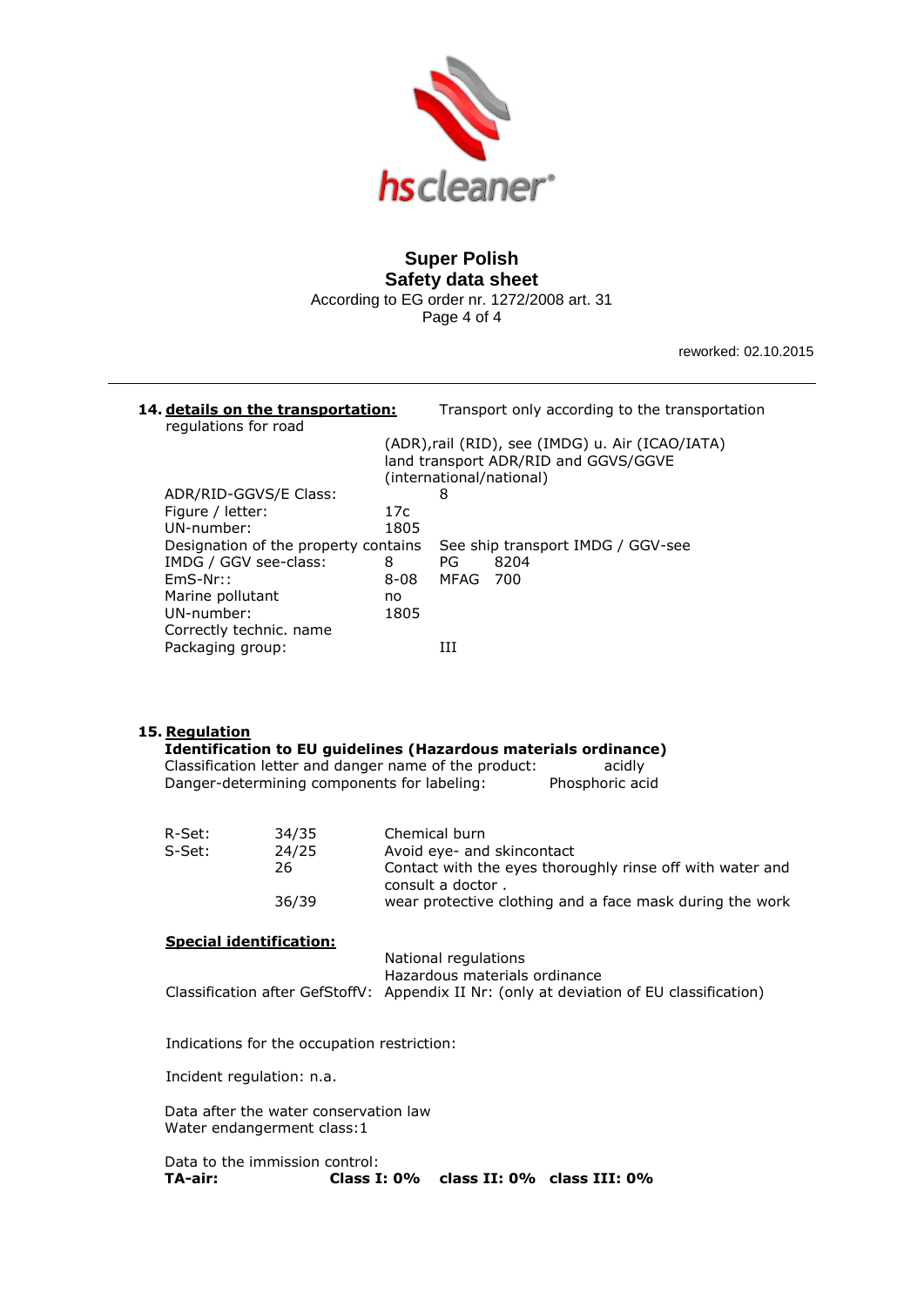**Super Polish**
**Safety data sheet**
According to EG order nr. 1272/2008 art. 31

reworked: 02.10.2015

## 14. details on the transportation:

Transport only according to the transportation regulations for road (ADR),rail (RID), see (IMDG) u. Air (ICAO/IATA) land transport ADR/RID and GGVS/GGVE (international/national)

| | | |
|---|---|---|
| ADR/RID-GGVS/E Class: | | 8 |
| Figure / letter: | 17c | |
| UN-number: | 1805 | |
| Designation of the property contains | | See ship transport IMDG / GGV-see |
| IMDG / GGV see-class: | 8 | PG 8204 |
| EmS-Nr:: | 8-08 | MFAG 700 |
| Marine pollutant | no | |
| UN-number: | 1805 | |
| Correctly technic. name | | |
| Packaging group: | | III |

## 15. Regulation

**Identification to EU guidelines (Hazardous materials ordinance)**

Classification letter and danger name of the product: acidly
Danger-determining components for labeling: Phosphoric acid

| | | |
|---|---|---|
| R-Set: | 34/35 | Chemical burn |
| S-Set: | 24/25 | Avoid eye- and skincontact |
| | 26 | Contact with the eyes thoroughly rinse off with water and consult a doctor . |
| | 36/39 | wear protective clothing and a face mask during the work |

**Special identification:**

National regulations
Hazardous materials ordinance
Classification after GefStoffV: Appendix II Nr: (only at deviation of EU classification)

Indications for the occupation restriction:

Incident regulation: n.a.

Data after the water conservation law
Water endangerment class:1

Data to the immission control:
**TA-air: Class I: 0% class II: 0% class III: 0%**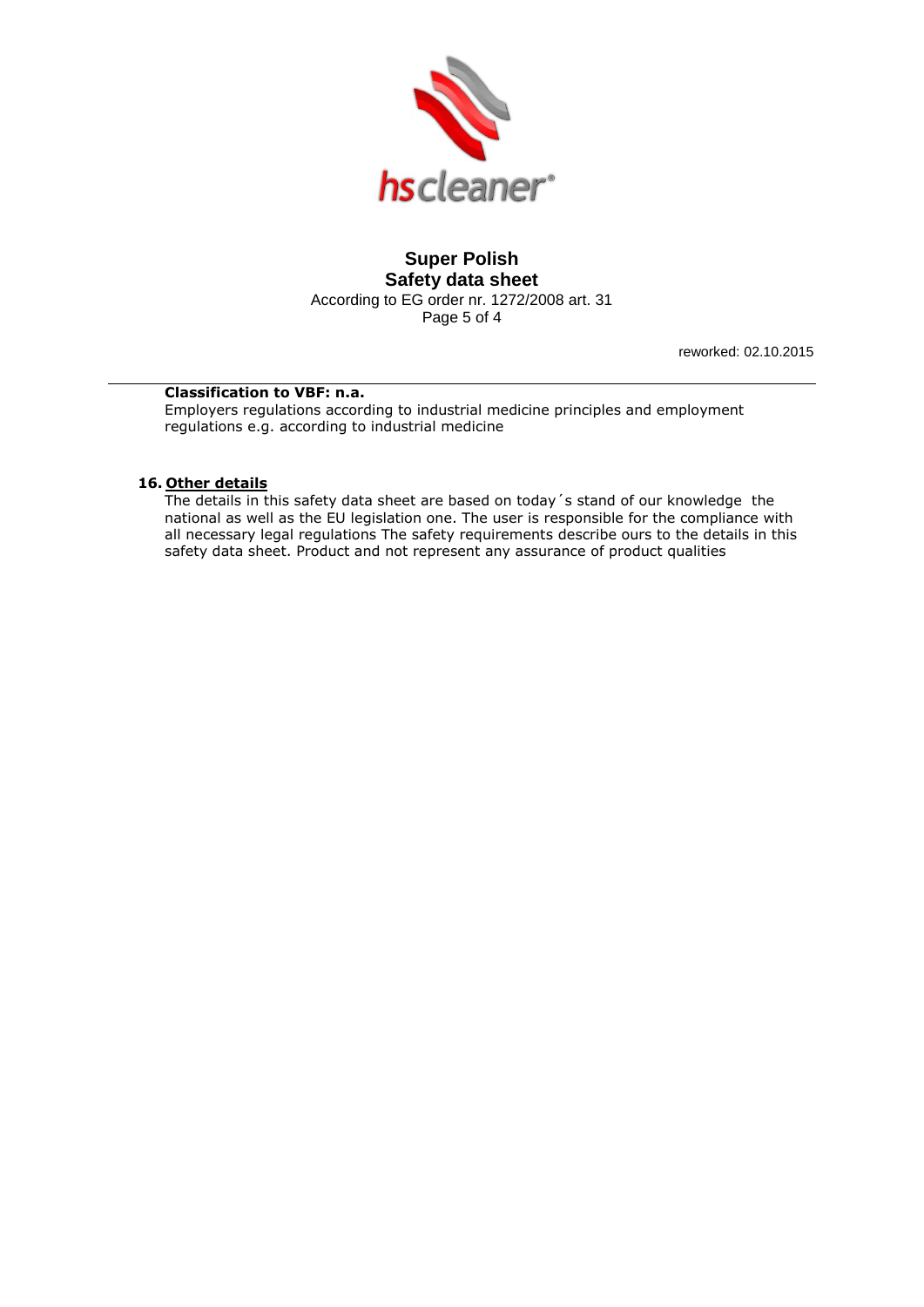**Classification to VBF: n.a.**

Employers regulations according to industrial medicine principles and employment regulations e.g. according to industrial medicine

## 16. Other details

The details in this safety data sheet are based on today´s stand of our knowledge the national as well as the EU legislation one. The user is responsible for the compliance with all necessary legal regulations The safety requirements describe ours to the details in this safety data sheet. Product and not represent any assurance of product qualities